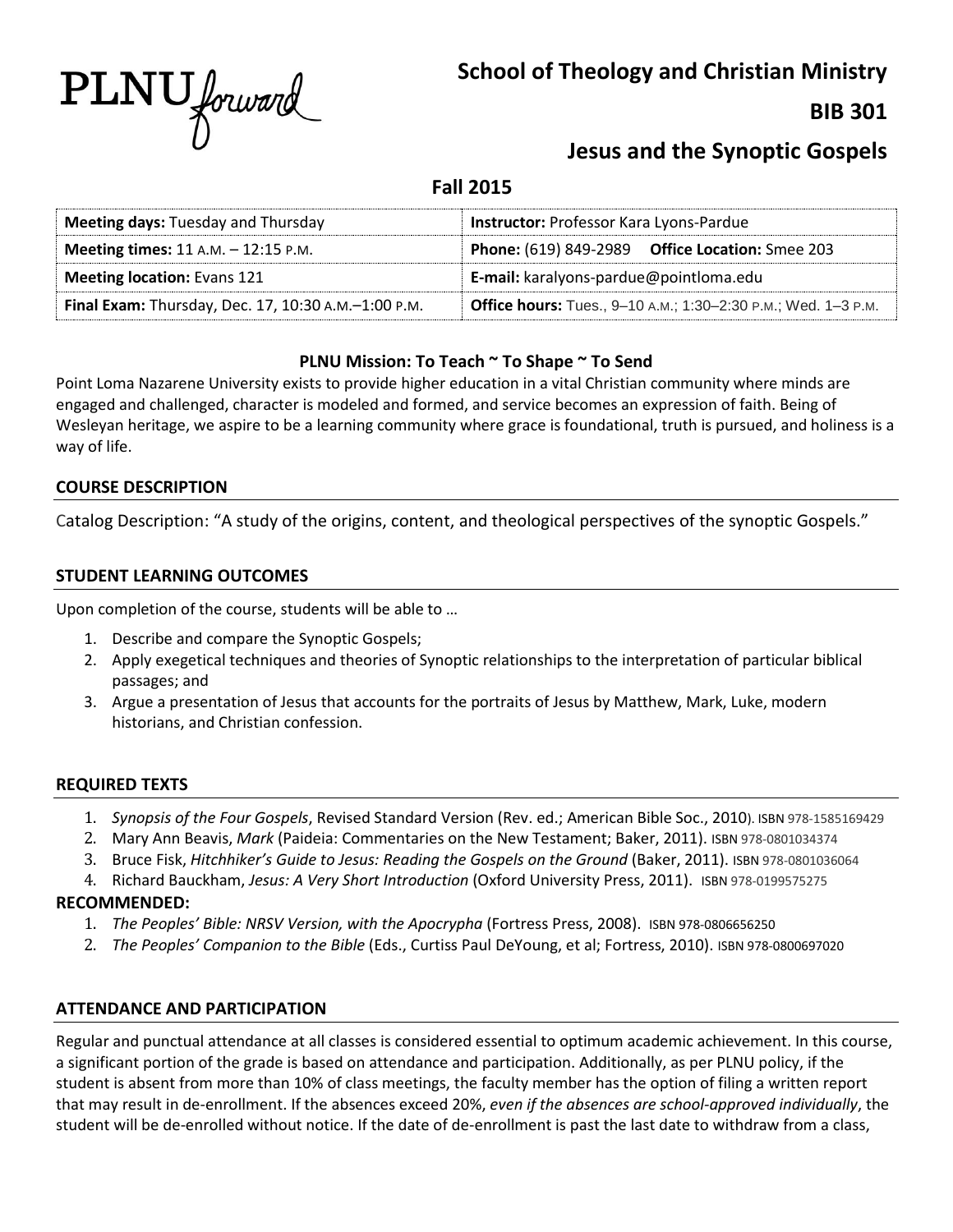PLNU forward

# School of Theology and Christian Ministry

## BIB 301

## Jesus and the Synoptic Gospels

### Fall 2015

| | |
|---|---|
| **Meeting days:** Tuesday and Thursday | **Instructor:** Professor Kara Lyons-Pardue |
| **Meeting times:** 11 A.M. – 12:15 P.M. | **Phone:** (619) 849-2989 **Office Location:** Smee 203 |
| **Meeting location:** Evans 121 | **E-mail:** karalyons-pardue@pointloma.edu |
| **Final Exam:** Thursday, Dec. 17, 10:30 A.M.–1:00 P.M. | **Office hours:** Tues., 9–10 A.M.; 1:30–2:30 P.M.; Wed. 1–3 P.M. |

**PLNU Mission: To Teach ~ To Shape ~ To Send**

Point Loma Nazarene University exists to provide higher education in a vital Christian community where minds are engaged and challenged, character is modeled and formed, and service becomes an expression of faith. Being of Wesleyan heritage, we aspire to be a learning community where grace is foundational, truth is pursued, and holiness is a way of life.

## COURSE DESCRIPTION

Catalog Description: "A study of the origins, content, and theological perspectives of the synoptic Gospels."

## STUDENT LEARNING OUTCOMES

Upon completion of the course, students will be able to …

1. Describe and compare the Synoptic Gospels;
2. Apply exegetical techniques and theories of Synoptic relationships to the interpretation of particular biblical passages; and
3. Argue a presentation of Jesus that accounts for the portraits of Jesus by Matthew, Mark, Luke, modern historians, and Christian confession.

## REQUIRED TEXTS

1. *Synopsis of the Four Gospels*, Revised Standard Version (Rev. ed.; American Bible Soc., 2010). ISBN 978-1585169429
2. Mary Ann Beavis, *Mark* (Paideia: Commentaries on the New Testament; Baker, 2011). ISBN 978-0801034374
3. Bruce Fisk, *Hitchhiker's Guide to Jesus: Reading the Gospels on the Ground* (Baker, 2011). ISBN 978-0801036064
4. Richard Bauckham, *Jesus: A Very Short Introduction* (Oxford University Press, 2011). ISBN 978-0199575275

**RECOMMENDED:**

1. *The Peoples' Bible: NRSV Version, with the Apocrypha* (Fortress Press, 2008). ISBN 978-0806656250
2. *The Peoples' Companion to the Bible* (Eds., Curtiss Paul DeYoung, et al; Fortress, 2010). ISBN 978-0800697020

## ATTENDANCE AND PARTICIPATION

Regular and punctual attendance at all classes is considered essential to optimum academic achievement. In this course, a significant portion of the grade is based on attendance and participation. Additionally, as per PLNU policy, if the student is absent from more than 10% of class meetings, the faculty member has the option of filing a written report that may result in de-enrollment. If the absences exceed 20%, *even if the absences are school-approved individually*, the student will be de-enrolled without notice. If the date of de-enrollment is past the last date to withdraw from a class,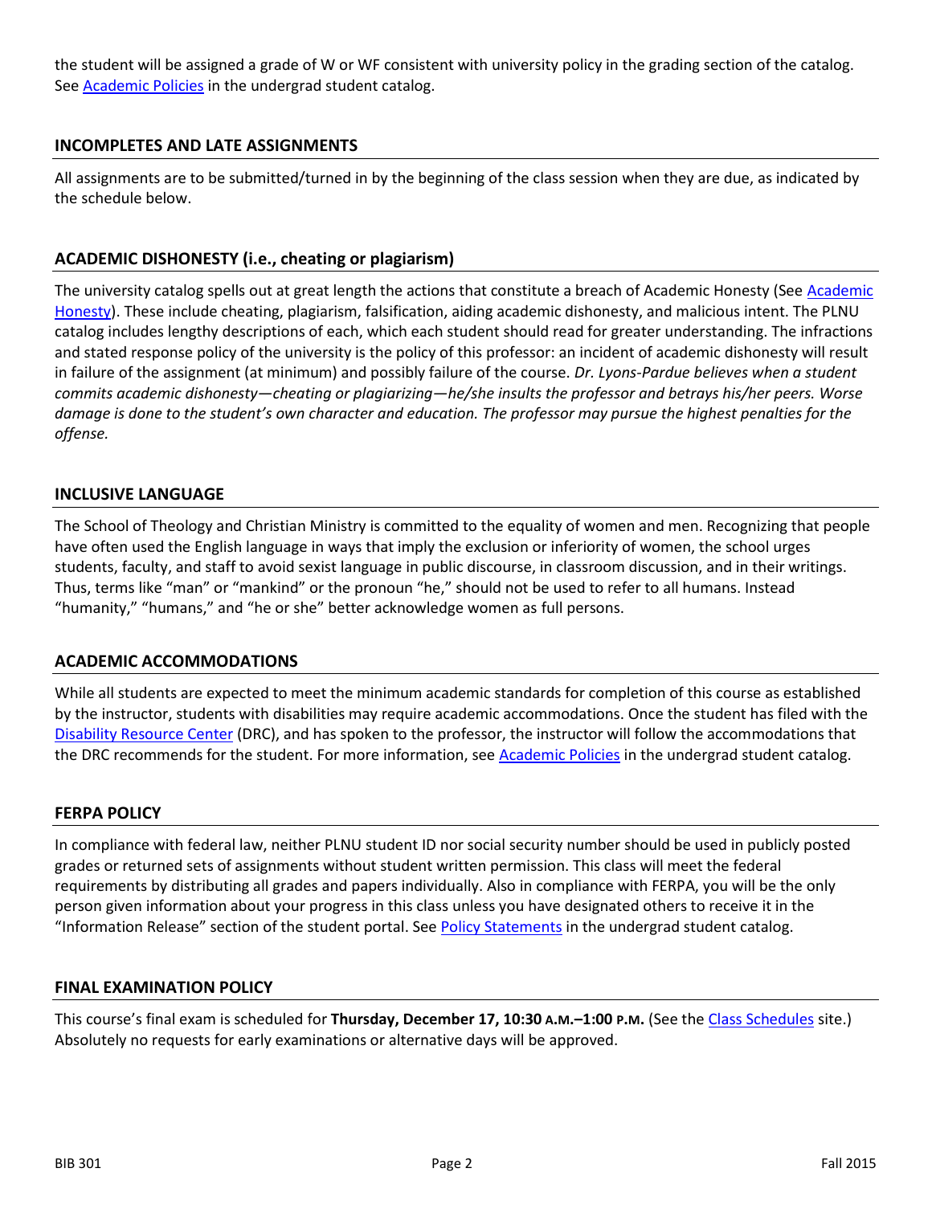the student will be assigned a grade of W or WF consistent with university policy in the grading section of the catalog. See Academic Policies in the undergrad student catalog.

## INCOMPLETES AND LATE ASSIGNMENTS

All assignments are to be submitted/turned in by the beginning of the class session when they are due, as indicated by the schedule below.

## ACADEMIC DISHONESTY (i.e., cheating or plagiarism)

The university catalog spells out at great length the actions that constitute a breach of Academic Honesty (See Academic Honesty). These include cheating, plagiarism, falsification, aiding academic dishonesty, and malicious intent. The PLNU catalog includes lengthy descriptions of each, which each student should read for greater understanding. The infractions and stated response policy of the university is the policy of this professor: an incident of academic dishonesty will result in failure of the assignment (at minimum) and possibly failure of the course. *Dr. Lyons-Pardue believes when a student commits academic dishonesty—cheating or plagiarizing—he/she insults the professor and betrays his/her peers. Worse damage is done to the student's own character and education. The professor may pursue the highest penalties for the offense.*

## INCLUSIVE LANGUAGE

The School of Theology and Christian Ministry is committed to the equality of women and men. Recognizing that people have often used the English language in ways that imply the exclusion or inferiority of women, the school urges students, faculty, and staff to avoid sexist language in public discourse, in classroom discussion, and in their writings. Thus, terms like "man" or "mankind" or the pronoun "he," should not be used to refer to all humans. Instead "humanity," "humans," and "he or she" better acknowledge women as full persons.

## ACADEMIC ACCOMMODATIONS

While all students are expected to meet the minimum academic standards for completion of this course as established by the instructor, students with disabilities may require academic accommodations. Once the student has filed with the Disability Resource Center (DRC), and has spoken to the professor, the instructor will follow the accommodations that the DRC recommends for the student. For more information, see Academic Policies in the undergrad student catalog.

## FERPA POLICY

In compliance with federal law, neither PLNU student ID nor social security number should be used in publicly posted grades or returned sets of assignments without student written permission. This class will meet the federal requirements by distributing all grades and papers individually. Also in compliance with FERPA, you will be the only person given information about your progress in this class unless you have designated others to receive it in the "Information Release" section of the student portal. See Policy Statements in the undergrad student catalog.

## FINAL EXAMINATION POLICY

This course's final exam is scheduled for **Thursday, December 17, 10:30 A.M.–1:00 P.M.** (See the Class Schedules site.) Absolutely no requests for early examinations or alternative days will be approved.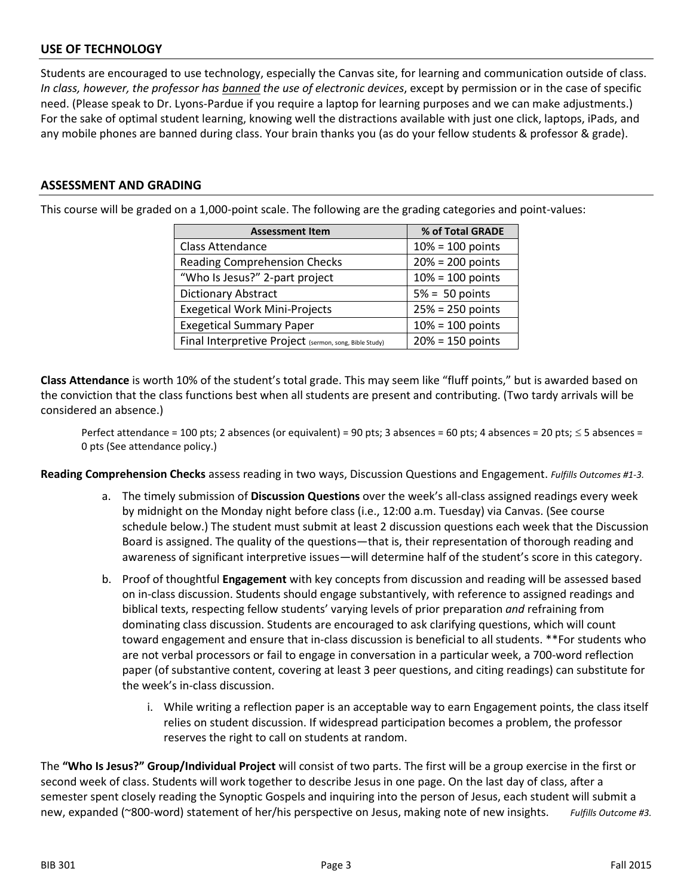## USE OF TECHNOLOGY

Students are encouraged to use technology, especially the Canvas site, for learning and communication outside of class. *In class, however, the professor has banned the use of electronic devices*, except by permission or in the case of specific need. (Please speak to Dr. Lyons-Pardue if you require a laptop for learning purposes and we can make adjustments.) For the sake of optimal student learning, knowing well the distractions available with just one click, laptops, iPads, and any mobile phones are banned during class. Your brain thanks you (as do your fellow students & professor & grade).

## ASSESSMENT AND GRADING

This course will be graded on a 1,000-point scale. The following are the grading categories and point-values:

| Assessment Item | % of Total GRADE |
|---|---|
| Class Attendance | 10% = 100 points |
| Reading Comprehension Checks | 20% = 200 points |
| "Who Is Jesus?" 2-part project | 10% = 100 points |
| Dictionary Abstract | 5% = 50 points |
| Exegetical Work Mini-Projects | 25% = 250 points |
| Exegetical Summary Paper | 10% = 100 points |
| Final Interpretive Project (sermon, song, Bible Study) | 20% = 150 points |

**Class Attendance** is worth 10% of the student's total grade. This may seem like "fluff points," but is awarded based on the conviction that the class functions best when all students are present and contributing. (Two tardy arrivals will be considered an absence.)

> Perfect attendance = 100 pts; 2 absences (or equivalent) = 90 pts; 3 absences = 60 pts; 4 absences = 20 pts; ≤ 5 absences = 0 pts (See attendance policy.)

**Reading Comprehension Checks** assess reading in two ways, Discussion Questions and Engagement. *Fulfills Outcomes #1-3.*

a. The timely submission of **Discussion Questions** over the week's all-class assigned readings every week by midnight on the Monday night before class (i.e., 12:00 a.m. Tuesday) via Canvas. (See course schedule below.) The student must submit at least 2 discussion questions each week that the Discussion Board is assigned. The quality of the questions—that is, their representation of thorough reading and awareness of significant interpretive issues—will determine half of the student's score in this category.

b. Proof of thoughtful **Engagement** with key concepts from discussion and reading will be assessed based on in-class discussion. Students should engage substantively, with reference to assigned readings and biblical texts, respecting fellow students' varying levels of prior preparation *and* refraining from dominating class discussion. Students are encouraged to ask clarifying questions, which will count toward engagement and ensure that in-class discussion is beneficial to all students. **For students who are not verbal processors or fail to engage in conversation in a particular week, a 700-word reflection paper (of substantive content, covering at least 3 peer questions, and citing readings) can substitute for the week's in-class discussion.

   i. While writing a reflection paper is an acceptable way to earn Engagement points, the class itself relies on student discussion. If widespread participation becomes a problem, the professor reserves the right to call on students at random.

The **"Who Is Jesus?" Group/Individual Project** will consist of two parts. The first will be a group exercise in the first or second week of class. Students will work together to describe Jesus in one page. On the last day of class, after a semester spent closely reading the Synoptic Gospels and inquiring into the person of Jesus, each student will submit a new, expanded (~800-word) statement of her/his perspective on Jesus, making note of new insights. *Fulfills Outcome #3.*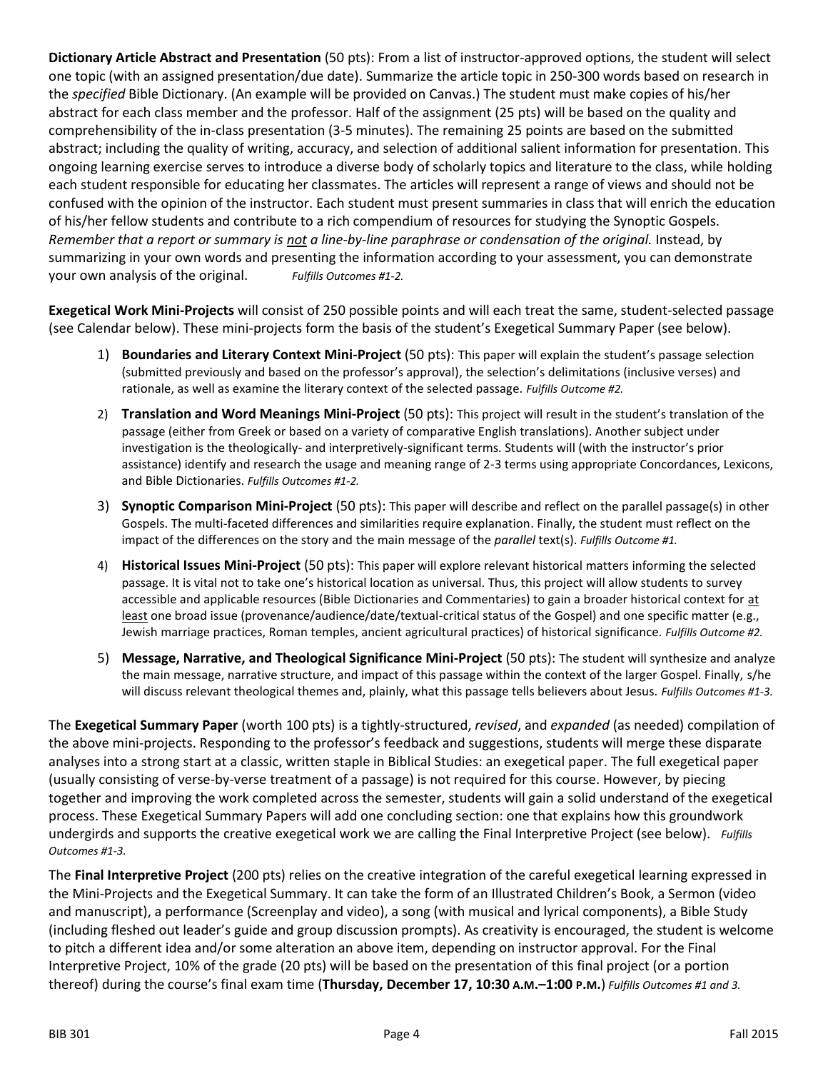**Dictionary Article Abstract and Presentation** (50 pts): From a list of instructor-approved options, the student will select one topic (with an assigned presentation/due date). Summarize the article topic in 250-300 words based on research in the *specified* Bible Dictionary. (An example will be provided on Canvas.) The student must make copies of his/her abstract for each class member and the professor. Half of the assignment (25 pts) will be based on the quality and comprehensibility of the in-class presentation (3-5 minutes). The remaining 25 points are based on the submitted abstract; including the quality of writing, accuracy, and selection of additional salient information for presentation. This ongoing learning exercise serves to introduce a diverse body of scholarly topics and literature to the class, while holding each student responsible for educating her classmates. The articles will represent a range of views and should not be confused with the opinion of the instructor. Each student must present summaries in class that will enrich the education of his/her fellow students and contribute to a rich compendium of resources for studying the Synoptic Gospels. *Remember that a report or summary is not a line-by-line paraphrase or condensation of the original.* Instead, by summarizing in your own words and presenting the information according to your assessment, you can demonstrate your own analysis of the original. *Fulfills Outcomes #1-2.*

**Exegetical Work Mini-Projects** will consist of 250 possible points and will each treat the same, student-selected passage (see Calendar below). These mini-projects form the basis of the student's Exegetical Summary Paper (see below).

1) **Boundaries and Literary Context Mini-Project** (50 pts): This paper will explain the student's passage selection (submitted previously and based on the professor's approval), the selection's delimitations (inclusive verses) and rationale, as well as examine the literary context of the selected passage. *Fulfills Outcome #2.*
2) **Translation and Word Meanings Mini-Project** (50 pts): This project will result in the student's translation of the passage (either from Greek or based on a variety of comparative English translations). Another subject under investigation is the theologically- and interpretively-significant terms. Students will (with the instructor's prior assistance) identify and research the usage and meaning range of 2-3 terms using appropriate Concordances, Lexicons, and Bible Dictionaries. *Fulfills Outcomes #1-2.*
3) **Synoptic Comparison Mini-Project** (50 pts): This paper will describe and reflect on the parallel passage(s) in other Gospels. The multi-faceted differences and similarities require explanation. Finally, the student must reflect on the impact of the differences on the story and the main message of the *parallel* text(s). *Fulfills Outcome #1.*
4) **Historical Issues Mini-Project** (50 pts): This paper will explore relevant historical matters informing the selected passage. It is vital not to take one's historical location as universal. Thus, this project will allow students to survey accessible and applicable resources (Bible Dictionaries and Commentaries) to gain a broader historical context for at least one broad issue (provenance/audience/date/textual-critical status of the Gospel) and one specific matter (e.g., Jewish marriage practices, Roman temples, ancient agricultural practices) of historical significance. *Fulfills Outcome #2.*
5) **Message, Narrative, and Theological Significance Mini-Project** (50 pts): The student will synthesize and analyze the main message, narrative structure, and impact of this passage within the context of the larger Gospel. Finally, s/he will discuss relevant theological themes and, plainly, what this passage tells believers about Jesus. *Fulfills Outcomes #1-3.*

The **Exegetical Summary Paper** (worth 100 pts) is a tightly-structured, *revised*, and *expanded* (as needed) compilation of the above mini-projects. Responding to the professor's feedback and suggestions, students will merge these disparate analyses into a strong start at a classic, written staple in Biblical Studies: an exegetical paper. The full exegetical paper (usually consisting of verse-by-verse treatment of a passage) is not required for this course. However, by piecing together and improving the work completed across the semester, students will gain a solid understand of the exegetical process. These Exegetical Summary Papers will add one concluding section: one that explains how this groundwork undergirds and supports the creative exegetical work we are calling the Final Interpretive Project (see below). *Fulfills Outcomes #1-3.*

The **Final Interpretive Project** (200 pts) relies on the creative integration of the careful exegetical learning expressed in the Mini-Projects and the Exegetical Summary. It can take the form of an Illustrated Children's Book, a Sermon (video and manuscript), a performance (Screenplay and video), a song (with musical and lyrical components), a Bible Study (including fleshed out leader's guide and group discussion prompts). As creativity is encouraged, the student is welcome to pitch a different idea and/or some alteration an above item, depending on instructor approval. For the Final Interpretive Project, 10% of the grade (20 pts) will be based on the presentation of this final project (or a portion thereof) during the course's final exam time (**Thursday, December 17, 10:30 A.M.–1:00 P.M.**) *Fulfills Outcomes #1 and 3.*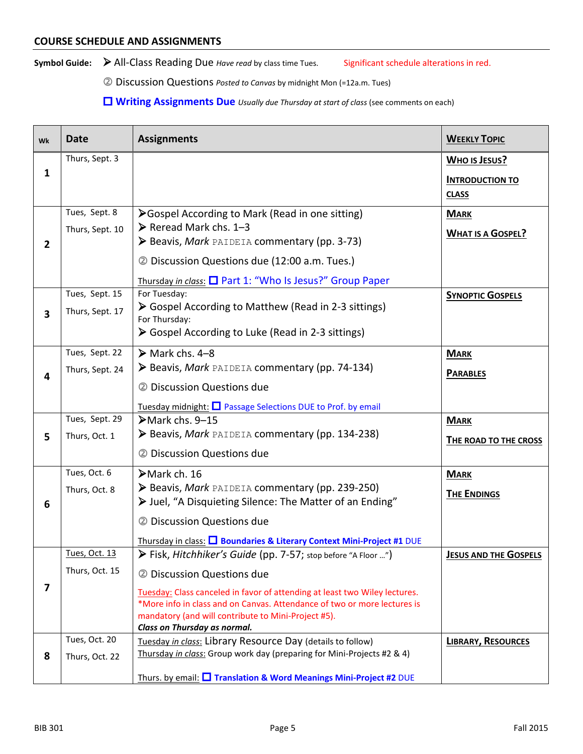## COURSE SCHEDULE AND ASSIGNMENTS

**Symbol Guide:** ➢ All-Class Reading Due *Have read* by class time Tues. Significant schedule alterations in red.

② Discussion Questions *Posted to Canvas* by midnight Mon (=12a.m. Tues)

☐ **Writing Assignments Due** *Usually due Thursday at start of class* (see comments on each)

| Wk | Date | Assignments | WEEKLY TOPIC |
|---|---|---|---|
| 1 | Thurs, Sept. 3 | | WHO IS JESUS?<br>INTRODUCTION TO CLASS |
| 2 | Tues, Sept. 8<br>Thurs, Sept. 10 | ➢Gospel According to Mark (Read in one sitting)<br>➢ Reread Mark chs. 1–3<br>➢ Beavis, *Mark* PAIDEIA commentary (pp. 3-73)<br>② Discussion Questions due (12:00 a.m. Tues.)<br>Thursday *in class*: ☐ Part 1: "Who Is Jesus?" Group Paper | MARK<br>WHAT IS A GOSPEL? |
| 3 | Tues, Sept. 15<br>Thurs, Sept. 17 | For Tuesday:<br>➢ Gospel According to Matthew (Read in 2-3 sittings)<br>For Thursday:<br>➢ Gospel According to Luke (Read in 2-3 sittings) | SYNOPTIC GOSPELS |
| 4 | Tues, Sept. 22<br>Thurs, Sept. 24 | ➢ Mark chs. 4–8<br>➢ Beavis, *Mark* PAIDEIA commentary (pp. 74-134)<br>② Discussion Questions due<br>Tuesday midnight: ☐ Passage Selections DUE to Prof. by email | MARK<br>PARABLES |
| 5 | Tues, Sept. 29<br>Thurs, Oct. 1 | ➢Mark chs. 9–15<br>➢ Beavis, *Mark* PAIDEIA commentary (pp. 134-238)<br>② Discussion Questions due | MARK<br>THE ROAD TO THE CROSS |
| 6 | Tues, Oct. 6<br>Thurs, Oct. 8 | ➢Mark ch. 16<br>➢ Beavis, *Mark* PAIDEIA commentary (pp. 239-250)<br>➢ Juel, "A Disquieting Silence: The Matter of an Ending"<br>② Discussion Questions due<br>Thursday in class: ☐ **Boundaries & Literary Context Mini-Project #1** DUE | MARK<br>THE ENDINGS |
| 7 | Tues, Oct. 13<br>Thurs, Oct. 15 | ➢ Fisk, *Hitchhiker's Guide* (pp. 7-57; stop before "A Floor …")<br>② Discussion Questions due<br>Tuesday: Class canceled in favor of attending at least two Wiley lectures. *More info in class and on Canvas. Attendance of two or more lectures is mandatory (and will contribute to Mini-Project #5).<br>***Class on Thursday as normal.*** | JESUS AND THE GOSPELS |
| 8 | Tues, Oct. 20<br>Thurs, Oct. 22 | Tuesday *in class*: Library Resource Day (details to follow)<br>Thursday *in class*: Group work day (preparing for Mini-Projects #2 & 4)<br>Thurs. by email: ☐ **Translation & Word Meanings Mini-Project #2** DUE | LIBRARY, RESOURCES |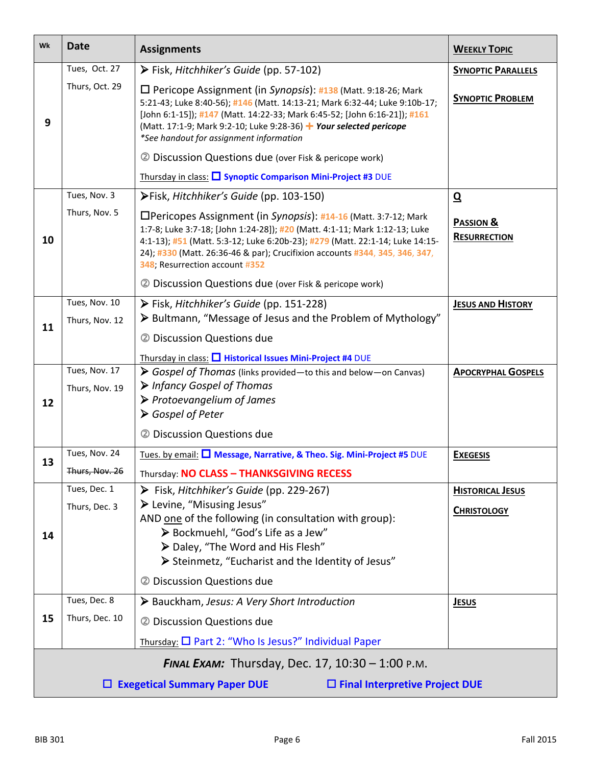| Wk | Date | Assignments | Weekly Topic |
|---|---|---|---|
| 9 | Tues, Oct. 27<br>Thurs, Oct. 29 | ➢ Fisk, *Hitchhiker's Guide* (pp. 57-102)<br>☐ Pericope Assignment (in *Synopsis*): #138 (Matt. 9:18-26; Mark 5:21-43; Luke 8:40-56); #146 (Matt. 14:13-21; Mark 6:32-44; Luke 9:10b-17; [John 6:1-15]); #147 (Matt. 14:22-33; Mark 6:45-52; [John 6:16-21]); #161 (Matt. 17:1-9; Mark 9:2-10; Luke 9:28-36) + ***Your selected pericope***<br>*\*See handout for assignment information*<br>② Discussion Questions due (over Fisk & pericope work)<br>Thursday in class: ☐ **Synoptic Comparison Mini-Project #3** DUE | **Synoptic Parallels**<br>**Synoptic Problem** |
| 10 | Tues, Nov. 3<br>Thurs, Nov. 5 | ➢ Fisk, *Hitchhiker's Guide* (pp. 103-150)<br>☐ Pericopes Assignment (in *Synopsis*): #14-16 (Matt. 3:7-12; Mark 1:7-8; Luke 3:7-18; [John 1:24-28]); #20 (Matt. 4:1-11; Mark 1:12-13; Luke 4:1-13); #51 (Matt. 5:3-12; Luke 6:20b-23); #279 (Matt. 22:1-14; Luke 14:15-24); #330 (Matt. 26:36-46 & par); Crucifixion accounts #344, 345, 346, 347, 348; Resurrection account #352<br>② Discussion Questions due (over Fisk & pericope work) | **Q**<br>**Passion & Resurrection** |
| 11 | Tues, Nov. 10<br>Thurs, Nov. 12 | ➢ Fisk, *Hitchhiker's Guide* (pp. 151-228)<br>➢ Bultmann, "Message of Jesus and the Problem of Mythology"<br>② Discussion Questions due<br>Thursday in class: ☐ **Historical Issues Mini-Project #4** DUE | **Jesus and History** |
| 12 | Tues, Nov. 17<br>Thurs, Nov. 19 | ➢ *Gospel of Thomas* (links provided—to this and below—on Canvas)<br>➢ *Infancy Gospel of Thomas*<br>➢ *Protoevangelium of James*<br>➢ *Gospel of Peter*<br>② Discussion Questions due | **Apocryphal Gospels** |
| 13 | Tues, Nov. 24<br>~~Thurs, Nov. 26~~ | Tues. by email: ☐ **Message, Narrative, & Theo. Sig. Mini-Project #5** DUE<br>Thursday: **NO CLASS – THANKSGIVING RECESS** | **Exegesis** |
| 14 | Tues, Dec. 1<br>Thurs, Dec. 3 | ➢ Fisk, *Hitchhiker's Guide* (pp. 229-267)<br>➢ Levine, "Misusing Jesus"<br>AND one of the following (in consultation with group):<br>➢ Bockmuehl, "God's Life as a Jew"<br>➢ Daley, "The Word and His Flesh"<br>➢ Steinmetz, "Eucharist and the Identity of Jesus"<br>② Discussion Questions due | **Historical Jesus**<br>**Christology** |
| 15 | Tues, Dec. 8<br>Thurs, Dec. 10 | ➢ Bauckham, *Jesus: A Very Short Introduction*<br>② Discussion Questions due<br>Thursday: ☐ Part 2: "Who Is Jesus?" Individual Paper | **Jesus** |

***Final Exam:*** Thursday, Dec. 17, 10:30 – 1:00 P.M.

☐ **Exegetical Summary Paper DUE** ☐ **Final Interpretive Project DUE**